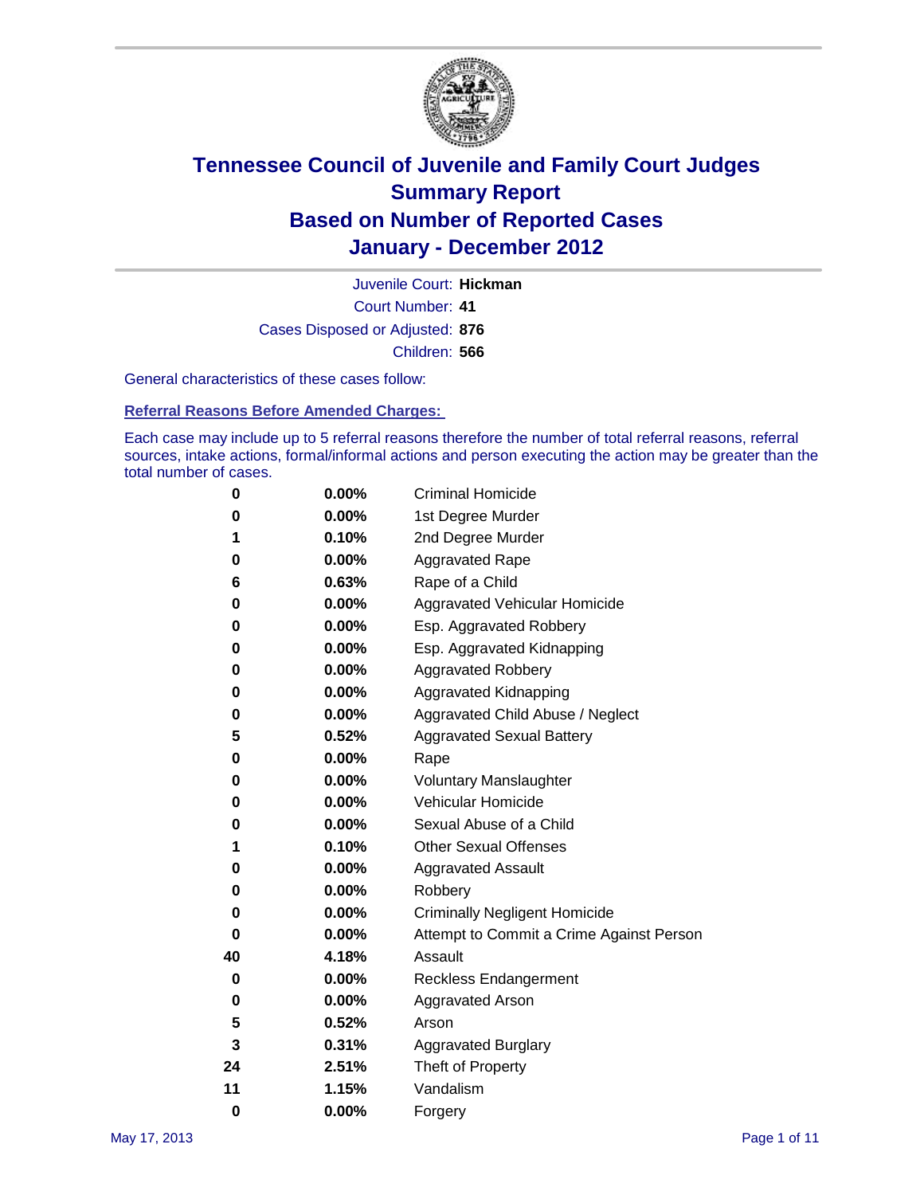# Tennessee Council of Juvenile and Family Court Judges
# Summary Report
# Based on Number of Reported Cases
# January - December 2012

Juvenile Court: **Hickman**

Court Number: **41**

Cases Disposed or Adjusted: **876**

Children: **566**

General characteristics of these cases follow:

### Referral Reasons Before Amended Charges:

Each case may include up to 5 referral reasons therefore the number of total referral reasons, referral sources, intake actions, formal/informal actions and person executing the action may be greater than the total number of cases.

| Count | Percent | Referral Reason |
|---|---|---|
| 0 | 0.00% | Criminal Homicide |
| 0 | 0.00% | 1st Degree Murder |
| 1 | 0.10% | 2nd Degree Murder |
| 0 | 0.00% | Aggravated Rape |
| 6 | 0.63% | Rape of a Child |
| 0 | 0.00% | Aggravated Vehicular Homicide |
| 0 | 0.00% | Esp. Aggravated Robbery |
| 0 | 0.00% | Esp. Aggravated Kidnapping |
| 0 | 0.00% | Aggravated Robbery |
| 0 | 0.00% | Aggravated Kidnapping |
| 0 | 0.00% | Aggravated Child Abuse / Neglect |
| 5 | 0.52% | Aggravated Sexual Battery |
| 0 | 0.00% | Rape |
| 0 | 0.00% | Voluntary Manslaughter |
| 0 | 0.00% | Vehicular Homicide |
| 0 | 0.00% | Sexual Abuse of a Child |
| 1 | 0.10% | Other Sexual Offenses |
| 0 | 0.00% | Aggravated Assault |
| 0 | 0.00% | Robbery |
| 0 | 0.00% | Criminally Negligent Homicide |
| 0 | 0.00% | Attempt to Commit a Crime Against Person |
| 40 | 4.18% | Assault |
| 0 | 0.00% | Reckless Endangerment |
| 0 | 0.00% | Aggravated Arson |
| 5 | 0.52% | Arson |
| 3 | 0.31% | Aggravated Burglary |
| 24 | 2.51% | Theft of Property |
| 11 | 1.15% | Vandalism |
| 0 | 0.00% | Forgery |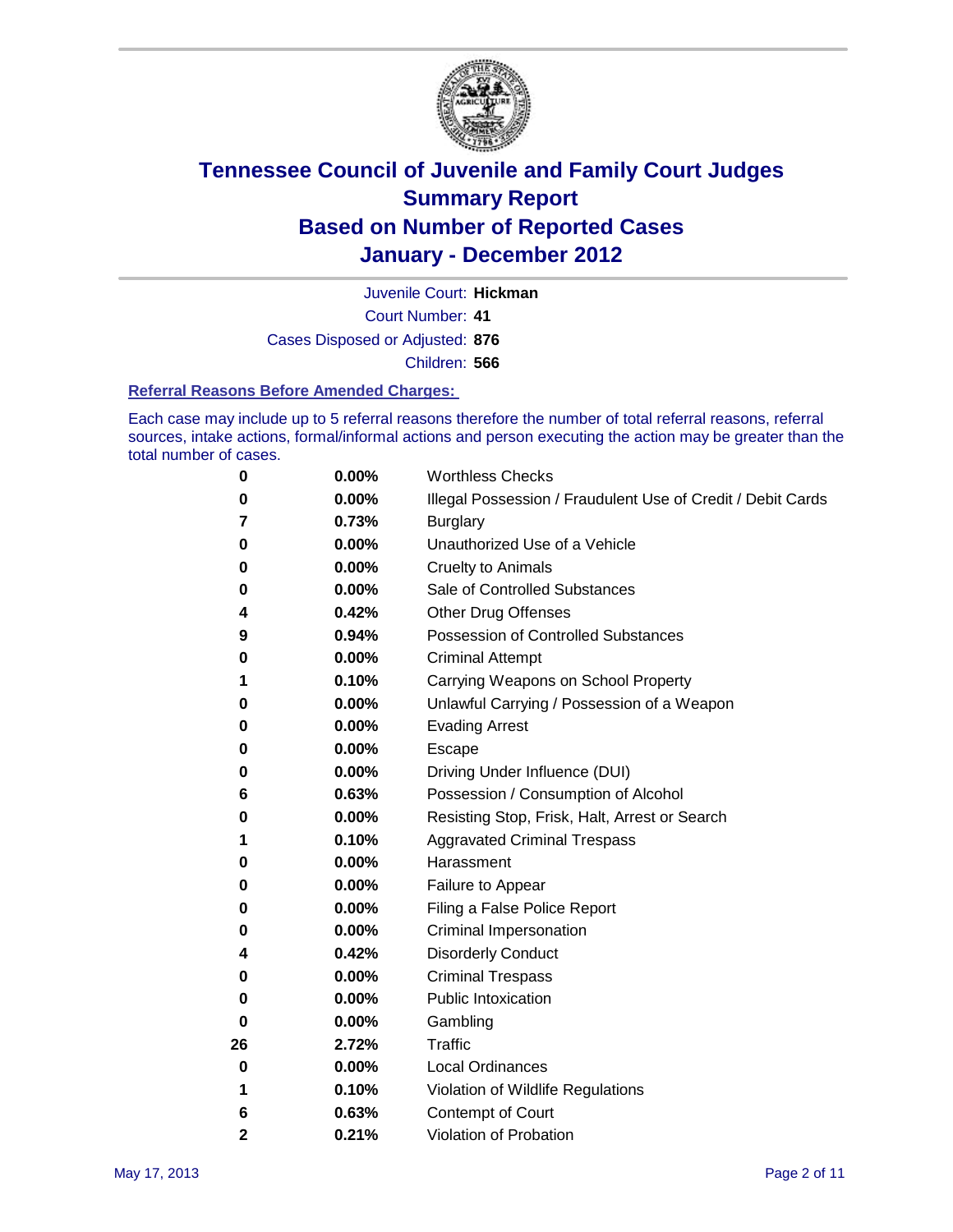# Tennessee Council of Juvenile and Family Court Judges
## Summary Report
## Based on Number of Reported Cases
## January - December 2012

Juvenile Court: **Hickman**
Court Number: **41**
Cases Disposed or Adjusted: **876**
Children: **566**

### Referral Reasons Before Amended Charges:

Each case may include up to 5 referral reasons therefore the number of total referral reasons, referral sources, intake actions, formal/informal actions and person executing the action may be greater than the total number of cases.

| Count | Percent | Referral Reason |
|---|---|---|
| 0 | 0.00% | Worthless Checks |
| 0 | 0.00% | Illegal Possession / Fraudulent Use of Credit / Debit Cards |
| 7 | 0.73% | Burglary |
| 0 | 0.00% | Unauthorized Use of a Vehicle |
| 0 | 0.00% | Cruelty to Animals |
| 0 | 0.00% | Sale of Controlled Substances |
| 4 | 0.42% | Other Drug Offenses |
| 9 | 0.94% | Possession of Controlled Substances |
| 0 | 0.00% | Criminal Attempt |
| 1 | 0.10% | Carrying Weapons on School Property |
| 0 | 0.00% | Unlawful Carrying / Possession of a Weapon |
| 0 | 0.00% | Evading Arrest |
| 0 | 0.00% | Escape |
| 0 | 0.00% | Driving Under Influence (DUI) |
| 6 | 0.63% | Possession / Consumption of Alcohol |
| 0 | 0.00% | Resisting Stop, Frisk, Halt, Arrest or Search |
| 1 | 0.10% | Aggravated Criminal Trespass |
| 0 | 0.00% | Harassment |
| 0 | 0.00% | Failure to Appear |
| 0 | 0.00% | Filing a False Police Report |
| 0 | 0.00% | Criminal Impersonation |
| 4 | 0.42% | Disorderly Conduct |
| 0 | 0.00% | Criminal Trespass |
| 0 | 0.00% | Public Intoxication |
| 0 | 0.00% | Gambling |
| 26 | 2.72% | Traffic |
| 0 | 0.00% | Local Ordinances |
| 1 | 0.10% | Violation of Wildlife Regulations |
| 6 | 0.63% | Contempt of Court |
| 2 | 0.21% | Violation of Probation |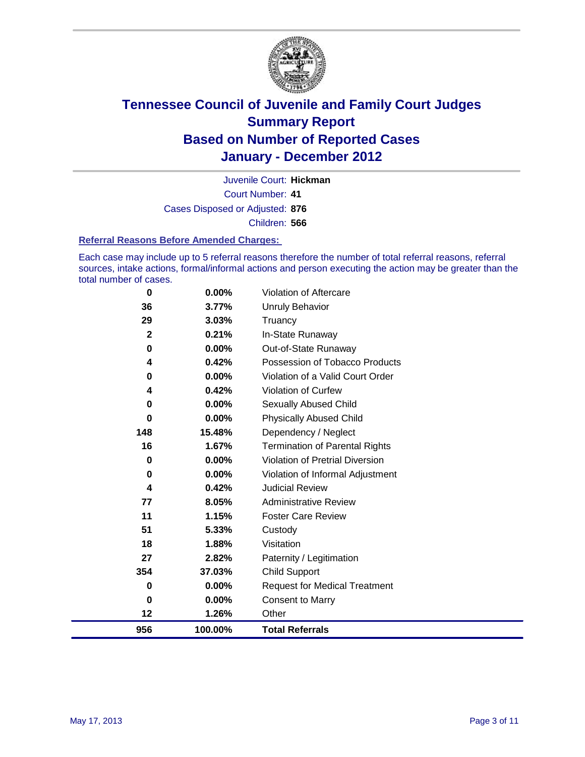# Tennessee Council of Juvenile and Family Court Judges
## Summary Report
## Based on Number of Reported Cases
## January - December 2012

Juvenile Court: **Hickman**

Court Number: **41**

Cases Disposed or Adjusted: **876**

Children: **566**

### Referral Reasons Before Amended Charges:

Each case may include up to 5 referral reasons therefore the number of total referral reasons, referral sources, intake actions, formal/informal actions and person executing the action may be greater than the total number of cases.

| Count | Percent | Referral Reason |
|---|---|---|
| 0 | 0.00% | Violation of Aftercare |
| 36 | 3.77% | Unruly Behavior |
| 29 | 3.03% | Truancy |
| 2 | 0.21% | In-State Runaway |
| 0 | 0.00% | Out-of-State Runaway |
| 4 | 0.42% | Possession of Tobacco Products |
| 0 | 0.00% | Violation of a Valid Court Order |
| 4 | 0.42% | Violation of Curfew |
| 0 | 0.00% | Sexually Abused Child |
| 0 | 0.00% | Physically Abused Child |
| 148 | 15.48% | Dependency / Neglect |
| 16 | 1.67% | Termination of Parental Rights |
| 0 | 0.00% | Violation of Pretrial Diversion |
| 0 | 0.00% | Violation of Informal Adjustment |
| 4 | 0.42% | Judicial Review |
| 77 | 8.05% | Administrative Review |
| 11 | 1.15% | Foster Care Review |
| 51 | 5.33% | Custody |
| 18 | 1.88% | Visitation |
| 27 | 2.82% | Paternity / Legitimation |
| 354 | 37.03% | Child Support |
| 0 | 0.00% | Request for Medical Treatment |
| 0 | 0.00% | Consent to Marry |
| 12 | 1.26% | Other |
| **956** | **100.00%** | **Total Referrals** |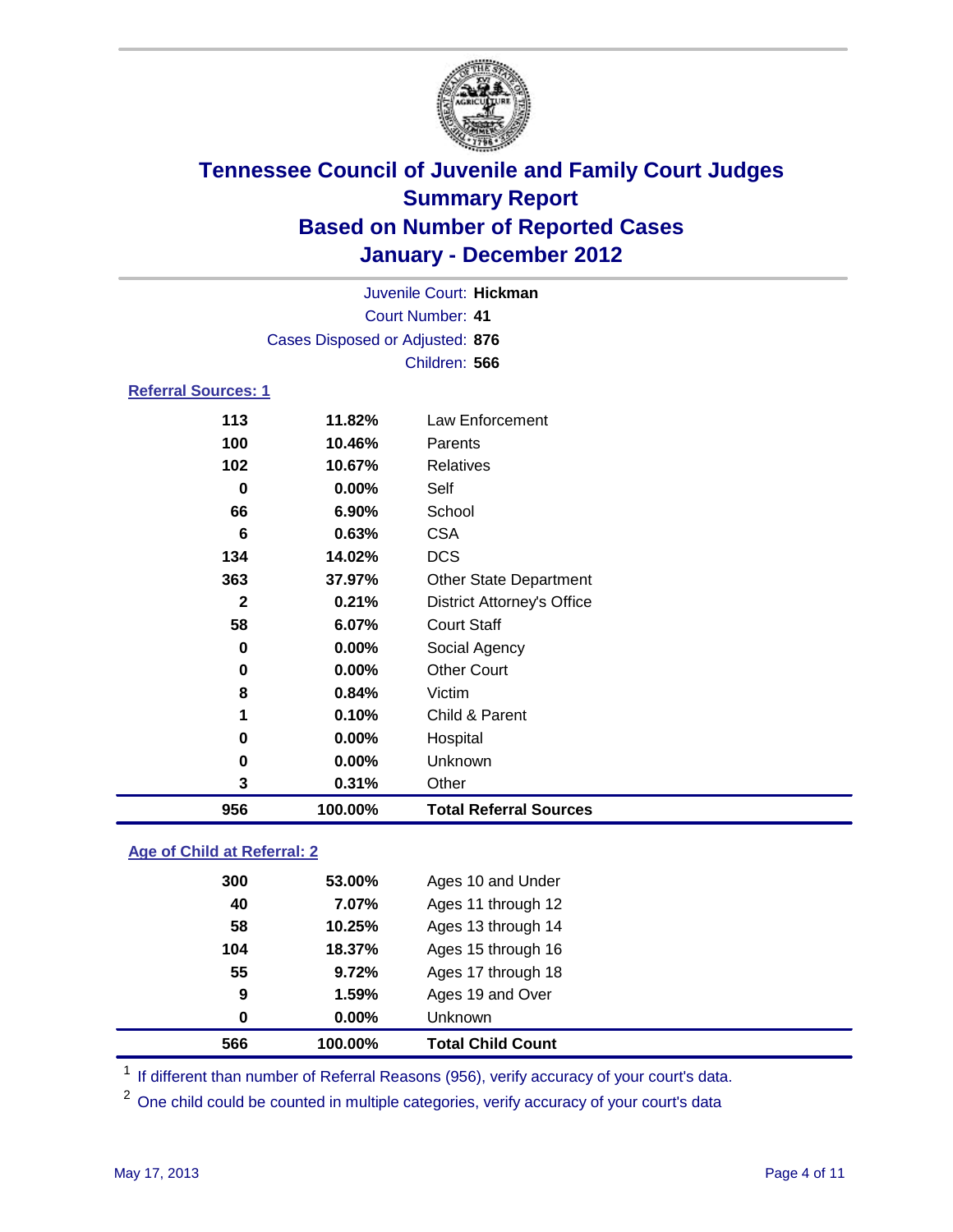# Tennessee Council of Juvenile and Family Court Judges
## Summary Report
## Based on Number of Reported Cases
## January - December 2012

Juvenile Court: **Hickman**
Court Number: **41**
Cases Disposed or Adjusted: **876**
Children: **566**

### Referral Sources: 1

| | | |
|---|---|---|
| 113 | 11.82% | Law Enforcement |
| 100 | 10.46% | Parents |
| 102 | 10.67% | Relatives |
| 0 | 0.00% | Self |
| 66 | 6.90% | School |
| 6 | 0.63% | CSA |
| 134 | 14.02% | DCS |
| 363 | 37.97% | Other State Department |
| 2 | 0.21% | District Attorney's Office |
| 58 | 6.07% | Court Staff |
| 0 | 0.00% | Social Agency |
| 0 | 0.00% | Other Court |
| 8 | 0.84% | Victim |
| 1 | 0.10% | Child & Parent |
| 0 | 0.00% | Hospital |
| 0 | 0.00% | Unknown |
| 3 | 0.31% | Other |
| **956** | **100.00%** | **Total Referral Sources** |

### Age of Child at Referral: 2

| | | |
|---|---|---|
| 300 | 53.00% | Ages 10 and Under |
| 40 | 7.07% | Ages 11 through 12 |
| 58 | 10.25% | Ages 13 through 14 |
| 104 | 18.37% | Ages 15 through 16 |
| 55 | 9.72% | Ages 17 through 18 |
| 9 | 1.59% | Ages 19 and Over |
| 0 | 0.00% | Unknown |
| **566** | **100.00%** | **Total Child Count** |

[1] If different than number of Referral Reasons (956), verify accuracy of your court's data.

[2] One child could be counted in multiple categories, verify accuracy of your court's data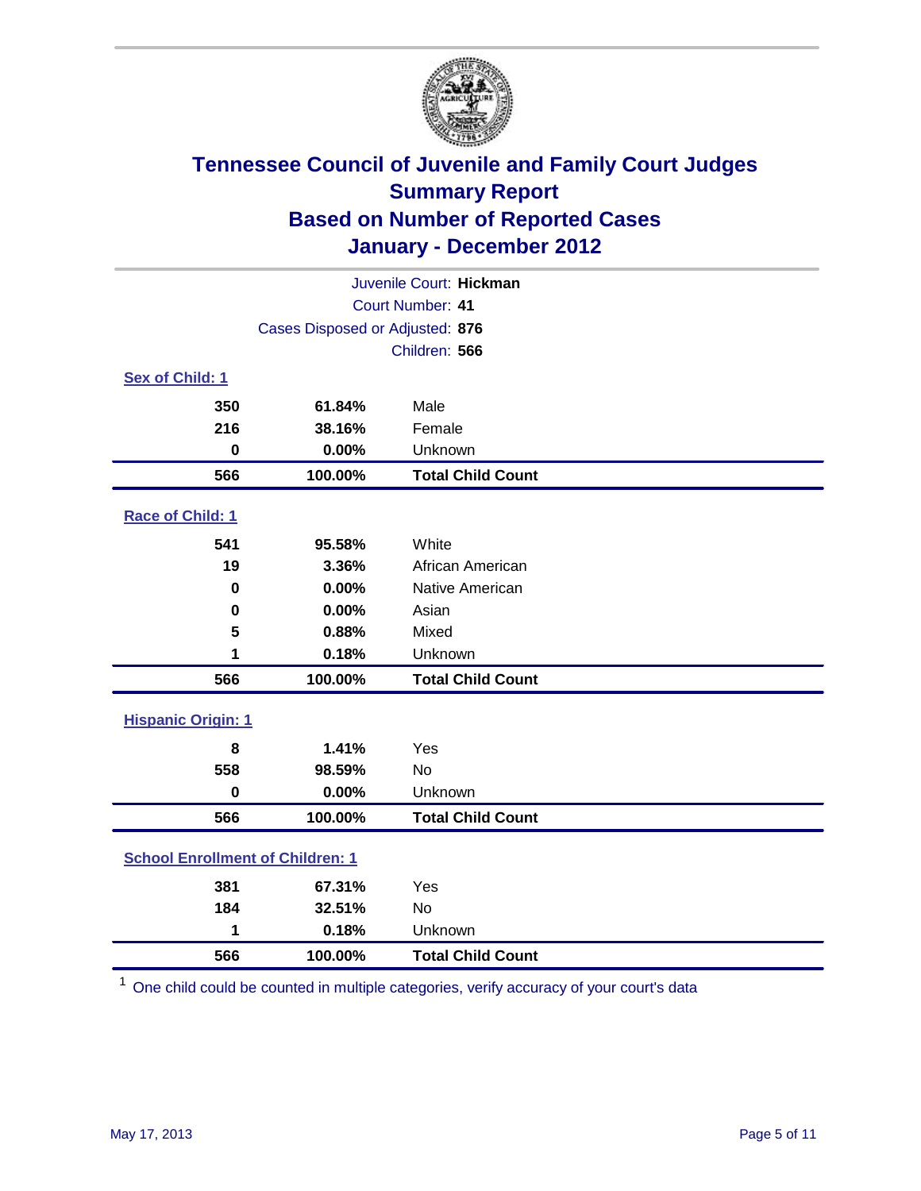# Tennessee Council of Juvenile and Family Court Judges
# Summary Report
# Based on Number of Reported Cases
# January - December 2012

Juvenile Court: **Hickman**

Court Number: **41**

Cases Disposed or Adjusted: **876**

Children: **566**

## Sex of Child: 1

| | | |
|---|---|---|
| **350** | **61.84%** | Male |
| **216** | **38.16%** | Female |
| **0** | **0.00%** | Unknown |
| **566** | **100.00%** | **Total Child Count** |

## Race of Child: 1

| | | |
|---|---|---|
| **541** | **95.58%** | White |
| **19** | **3.36%** | African American |
| **0** | **0.00%** | Native American |
| **0** | **0.00%** | Asian |
| **5** | **0.88%** | Mixed |
| **1** | **0.18%** | Unknown |
| **566** | **100.00%** | **Total Child Count** |

## Hispanic Origin: 1

| | | |
|---|---|---|
| **8** | **1.41%** | Yes |
| **558** | **98.59%** | No |
| **0** | **0.00%** | Unknown |
| **566** | **100.00%** | **Total Child Count** |

## School Enrollment of Children: 1

| | | |
|---|---|---|
| **381** | **67.31%** | Yes |
| **184** | **32.51%** | No |
| **1** | **0.18%** | Unknown |
| **566** | **100.00%** | **Total Child Count** |

[1] One child could be counted in multiple categories, verify accuracy of your court's data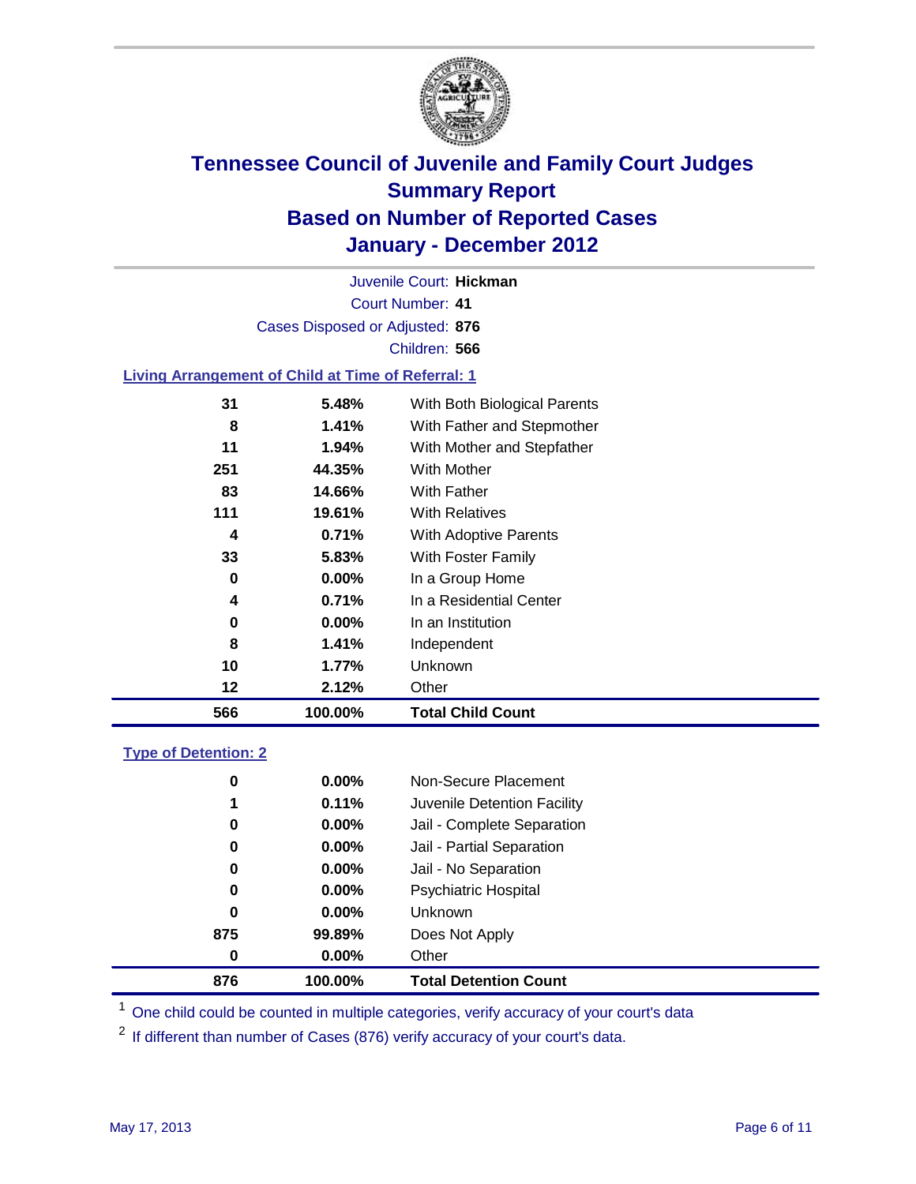# Tennessee Council of Juvenile and Family Court Judges
## Summary Report
## Based on Number of Reported Cases
## January - December 2012

Juvenile Court: **Hickman**

Court Number: **41**

Cases Disposed or Adjusted: **876**

Children: **566**

### Living Arrangement of Child at Time of Referral: 1

| Count | Percent | Category |
|---|---|---|
| 31 | 5.48% | With Both Biological Parents |
| 8 | 1.41% | With Father and Stepmother |
| 11 | 1.94% | With Mother and Stepfather |
| 251 | 44.35% | With Mother |
| 83 | 14.66% | With Father |
| 111 | 19.61% | With Relatives |
| 4 | 0.71% | With Adoptive Parents |
| 33 | 5.83% | With Foster Family |
| 0 | 0.00% | In a Group Home |
| 4 | 0.71% | In a Residential Center |
| 0 | 0.00% | In an Institution |
| 8 | 1.41% | Independent |
| 10 | 1.77% | Unknown |
| 12 | 2.12% | Other |
| **566** | **100.00%** | **Total Child Count** |

### Type of Detention: 2

| Count | Percent | Category |
|---|---|---|
| 0 | 0.00% | Non-Secure Placement |
| 1 | 0.11% | Juvenile Detention Facility |
| 0 | 0.00% | Jail - Complete Separation |
| 0 | 0.00% | Jail - Partial Separation |
| 0 | 0.00% | Jail - No Separation |
| 0 | 0.00% | Psychiatric Hospital |
| 0 | 0.00% | Unknown |
| 875 | 99.89% | Does Not Apply |
| 0 | 0.00% | Other |
| **876** | **100.00%** | **Total Detention Count** |

[1] One child could be counted in multiple categories, verify accuracy of your court's data

[2] If different than number of Cases (876) verify accuracy of your court's data.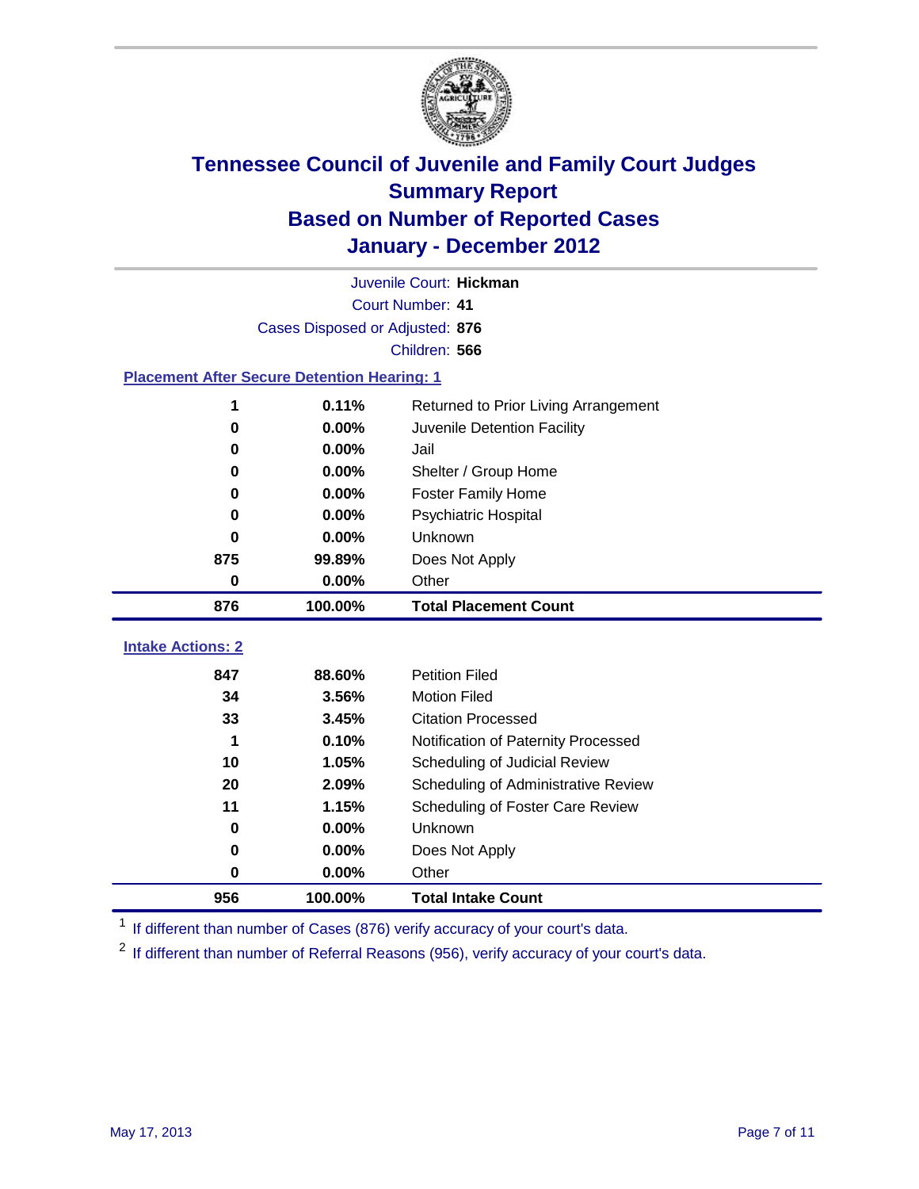# Tennessee Council of Juvenile and Family Court Judges
# Summary Report
# Based on Number of Reported Cases
# January - December 2012

Juvenile Court: **Hickman**

Court Number: **41**

Cases Disposed or Adjusted: **876**

Children: **566**

## Placement After Secure Detention Hearing: 1

| | | |
|---|---|---|
| 1 | 0.11% | Returned to Prior Living Arrangement |
| 0 | 0.00% | Juvenile Detention Facility |
| 0 | 0.00% | Jail |
| 0 | 0.00% | Shelter / Group Home |
| 0 | 0.00% | Foster Family Home |
| 0 | 0.00% | Psychiatric Hospital |
| 0 | 0.00% | Unknown |
| 875 | 99.89% | Does Not Apply |
| 0 | 0.00% | Other |
| **876** | **100.00%** | **Total Placement Count** |

## Intake Actions: 2

| | | |
|---|---|---|
| 847 | 88.60% | Petition Filed |
| 34 | 3.56% | Motion Filed |
| 33 | 3.45% | Citation Processed |
| 1 | 0.10% | Notification of Paternity Processed |
| 10 | 1.05% | Scheduling of Judicial Review |
| 20 | 2.09% | Scheduling of Administrative Review |
| 11 | 1.15% | Scheduling of Foster Care Review |
| 0 | 0.00% | Unknown |
| 0 | 0.00% | Does Not Apply |
| 0 | 0.00% | Other |
| **956** | **100.00%** | **Total Intake Count** |

[1] If different than number of Cases (876) verify accuracy of your court's data.

[2] If different than number of Referral Reasons (956), verify accuracy of your court's data.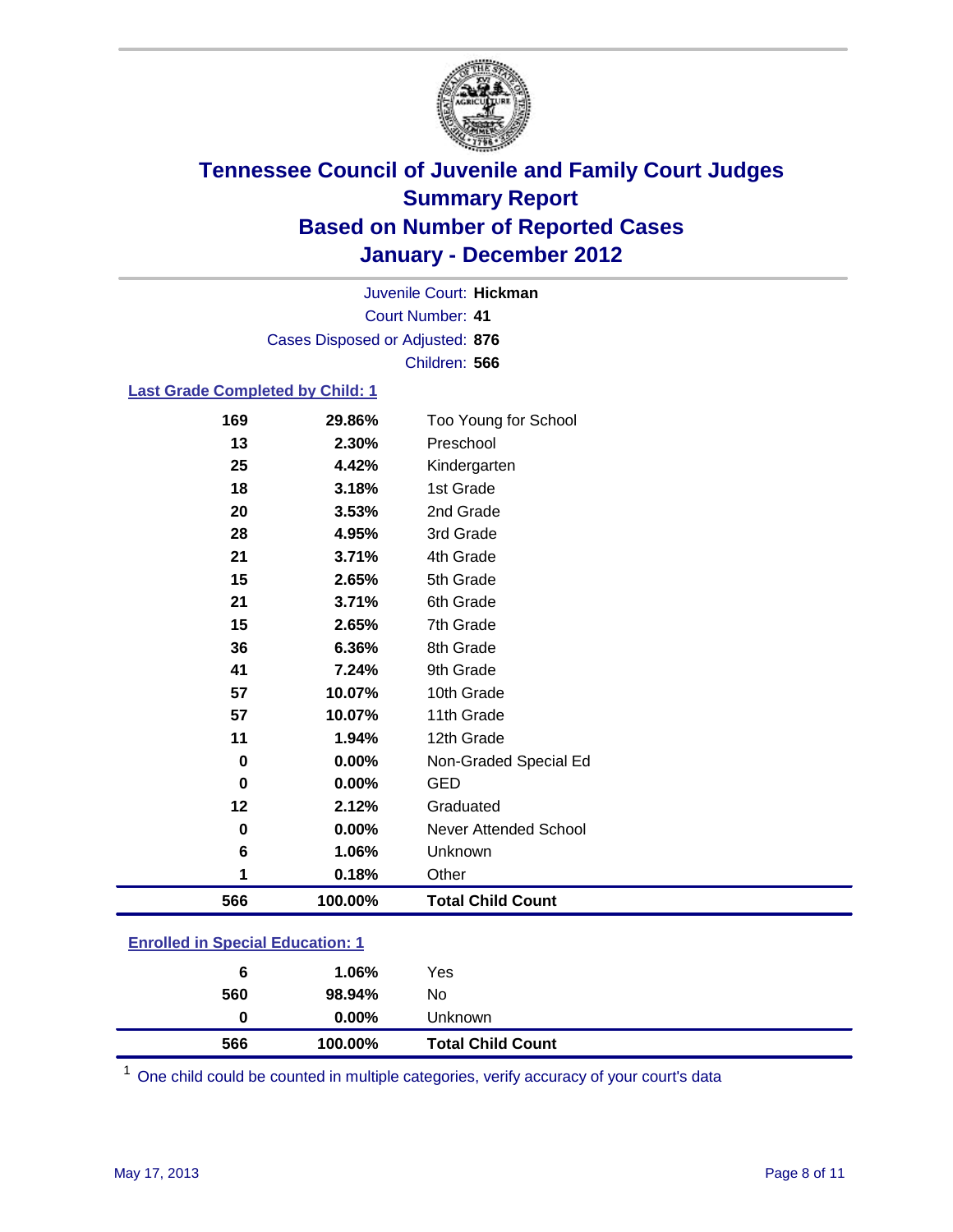# Tennessee Council of Juvenile and Family Court Judges
## Summary Report
## Based on Number of Reported Cases
## January - December 2012

Juvenile Court: **Hickman**
Court Number: **41**
Cases Disposed or Adjusted: **876**
Children: **566**

### Last Grade Completed by Child: 1

| | | |
|---|---|---|
| 169 | 29.86% | Too Young for School |
| 13 | 2.30% | Preschool |
| 25 | 4.42% | Kindergarten |
| 18 | 3.18% | 1st Grade |
| 20 | 3.53% | 2nd Grade |
| 28 | 4.95% | 3rd Grade |
| 21 | 3.71% | 4th Grade |
| 15 | 2.65% | 5th Grade |
| 21 | 3.71% | 6th Grade |
| 15 | 2.65% | 7th Grade |
| 36 | 6.36% | 8th Grade |
| 41 | 7.24% | 9th Grade |
| 57 | 10.07% | 10th Grade |
| 57 | 10.07% | 11th Grade |
| 11 | 1.94% | 12th Grade |
| 0 | 0.00% | Non-Graded Special Ed |
| 0 | 0.00% | GED |
| 12 | 2.12% | Graduated |
| 0 | 0.00% | Never Attended School |
| 6 | 1.06% | Unknown |
| 1 | 0.18% | Other |
| **566** | **100.00%** | **Total Child Count** |

### Enrolled in Special Education: 1

| | | |
|---|---|---|
| 6 | 1.06% | Yes |
| 560 | 98.94% | No |
| 0 | 0.00% | Unknown |
| **566** | **100.00%** | **Total Child Count** |

[1] One child could be counted in multiple categories, verify accuracy of your court's data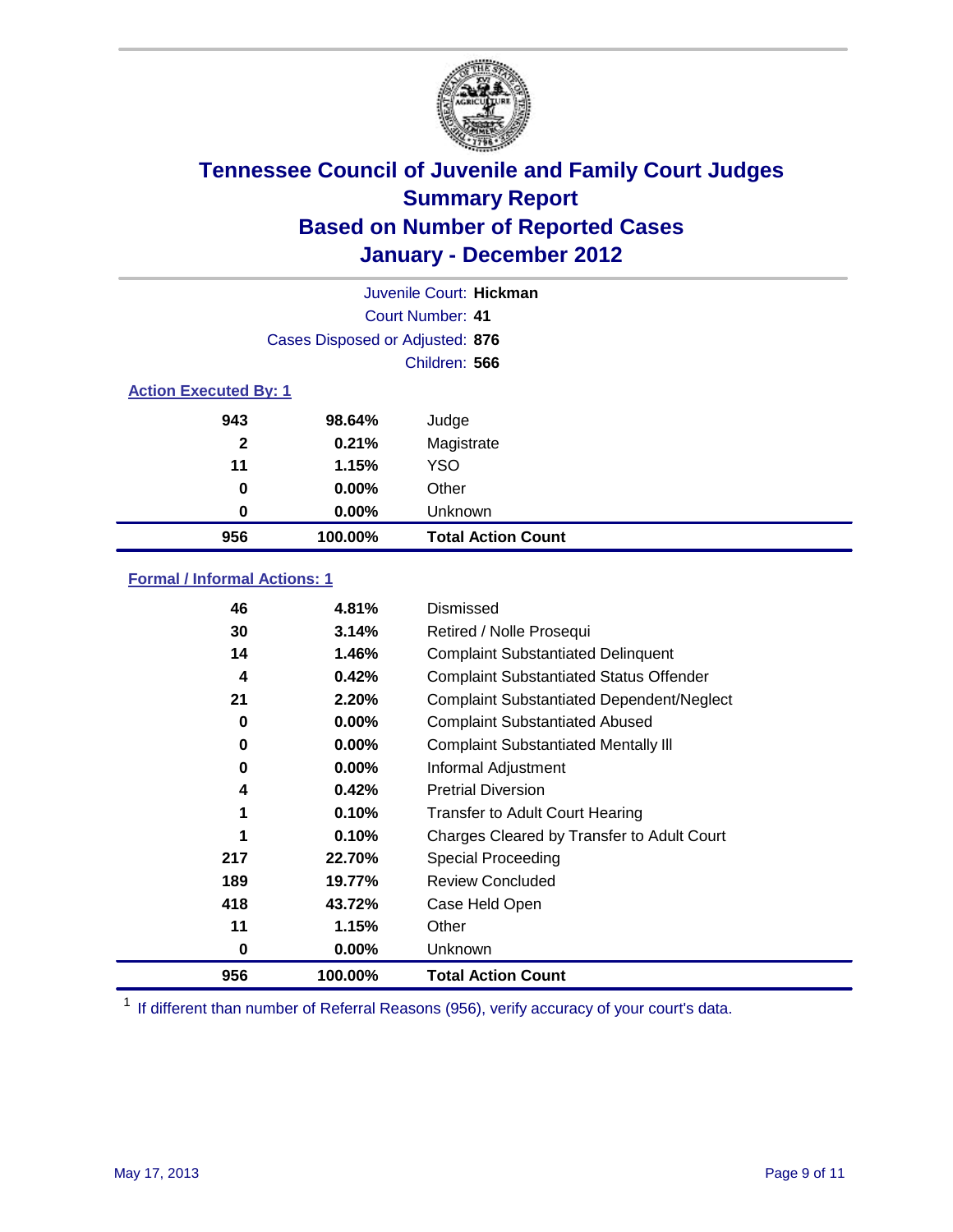# Tennessee Council of Juvenile and Family Court Judges
## Summary Report
## Based on Number of Reported Cases
## January - December 2012

Juvenile Court: **Hickman**
Court Number: **41**
Cases Disposed or Adjusted: **876**
Children: **566**

### Action Executed By: 1

| | | |
|---|---|---|
| 943 | 98.64% | Judge |
| 2 | 0.21% | Magistrate |
| 11 | 1.15% | YSO |
| 0 | 0.00% | Other |
| 0 | 0.00% | Unknown |
| **956** | **100.00%** | **Total Action Count** |

### Formal / Informal Actions: 1

| | | |
|---|---|---|
| 46 | 4.81% | Dismissed |
| 30 | 3.14% | Retired / Nolle Prosequi |
| 14 | 1.46% | Complaint Substantiated Delinquent |
| 4 | 0.42% | Complaint Substantiated Status Offender |
| 21 | 2.20% | Complaint Substantiated Dependent/Neglect |
| 0 | 0.00% | Complaint Substantiated Abused |
| 0 | 0.00% | Complaint Substantiated Mentally Ill |
| 0 | 0.00% | Informal Adjustment |
| 4 | 0.42% | Pretrial Diversion |
| 1 | 0.10% | Transfer to Adult Court Hearing |
| 1 | 0.10% | Charges Cleared by Transfer to Adult Court |
| 217 | 22.70% | Special Proceeding |
| 189 | 19.77% | Review Concluded |
| 418 | 43.72% | Case Held Open |
| 11 | 1.15% | Other |
| 0 | 0.00% | Unknown |
| **956** | **100.00%** | **Total Action Count** |

[1] If different than number of Referral Reasons (956), verify accuracy of your court's data.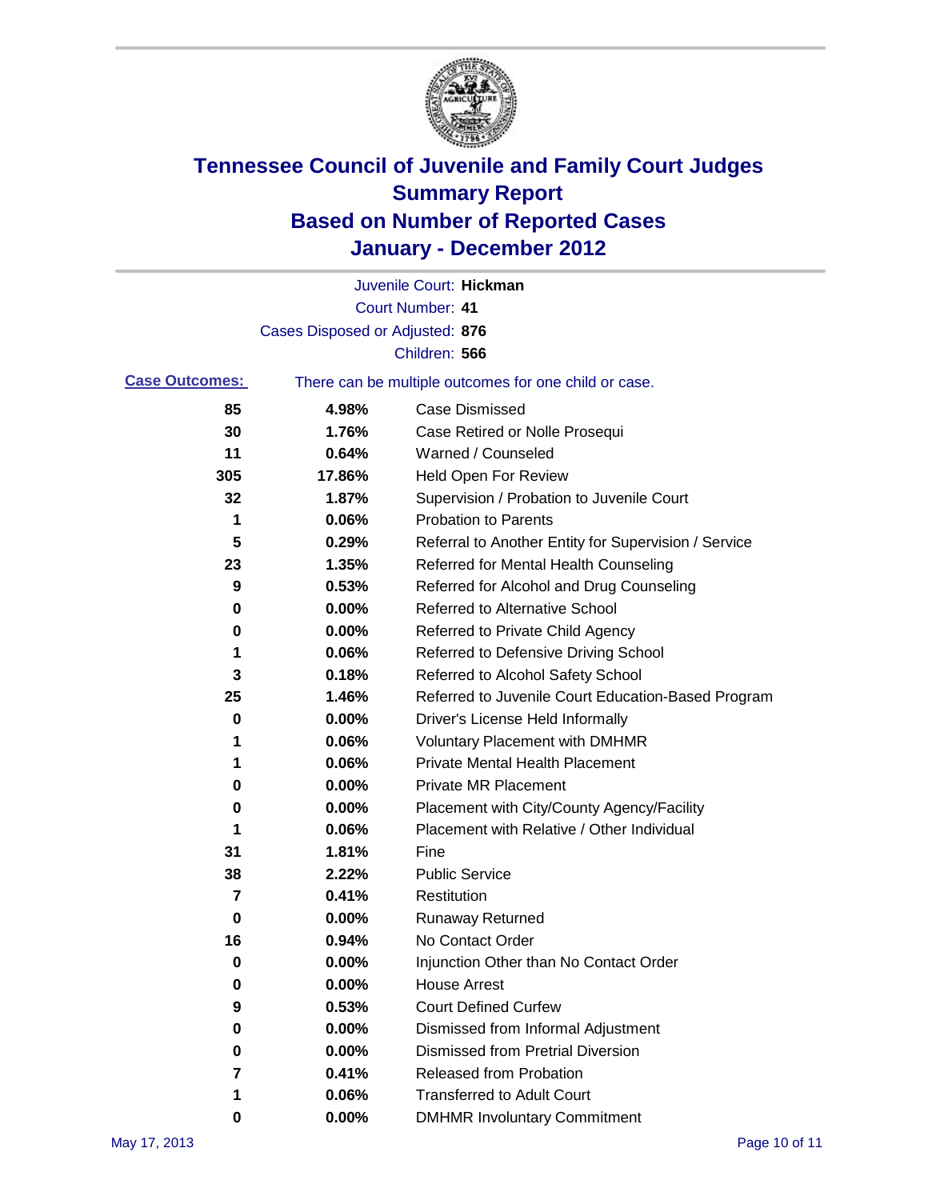# Tennessee Council of Juvenile and Family Court Judges
# Summary Report
# Based on Number of Reported Cases
# January - December 2012

Juvenile Court: **Hickman**

Court Number: **41**

Cases Disposed or Adjusted: **876**

Children: **566**

**Case Outcomes:** There can be multiple outcomes for one child or case.

| Count | Percent | Outcome |
|---|---|---|
| 85 | 4.98% | Case Dismissed |
| 30 | 1.76% | Case Retired or Nolle Prosequi |
| 11 | 0.64% | Warned / Counseled |
| 305 | 17.86% | Held Open For Review |
| 32 | 1.87% | Supervision / Probation to Juvenile Court |
| 1 | 0.06% | Probation to Parents |
| 5 | 0.29% | Referral to Another Entity for Supervision / Service |
| 23 | 1.35% | Referred for Mental Health Counseling |
| 9 | 0.53% | Referred for Alcohol and Drug Counseling |
| 0 | 0.00% | Referred to Alternative School |
| 0 | 0.00% | Referred to Private Child Agency |
| 1 | 0.06% | Referred to Defensive Driving School |
| 3 | 0.18% | Referred to Alcohol Safety School |
| 25 | 1.46% | Referred to Juvenile Court Education-Based Program |
| 0 | 0.00% | Driver's License Held Informally |
| 1 | 0.06% | Voluntary Placement with DMHMR |
| 1 | 0.06% | Private Mental Health Placement |
| 0 | 0.00% | Private MR Placement |
| 0 | 0.00% | Placement with City/County Agency/Facility |
| 1 | 0.06% | Placement with Relative / Other Individual |
| 31 | 1.81% | Fine |
| 38 | 2.22% | Public Service |
| 7 | 0.41% | Restitution |
| 0 | 0.00% | Runaway Returned |
| 16 | 0.94% | No Contact Order |
| 0 | 0.00% | Injunction Other than No Contact Order |
| 0 | 0.00% | House Arrest |
| 9 | 0.53% | Court Defined Curfew |
| 0 | 0.00% | Dismissed from Informal Adjustment |
| 0 | 0.00% | Dismissed from Pretrial Diversion |
| 7 | 0.41% | Released from Probation |
| 1 | 0.06% | Transferred to Adult Court |
| 0 | 0.00% | DMHMR Involuntary Commitment |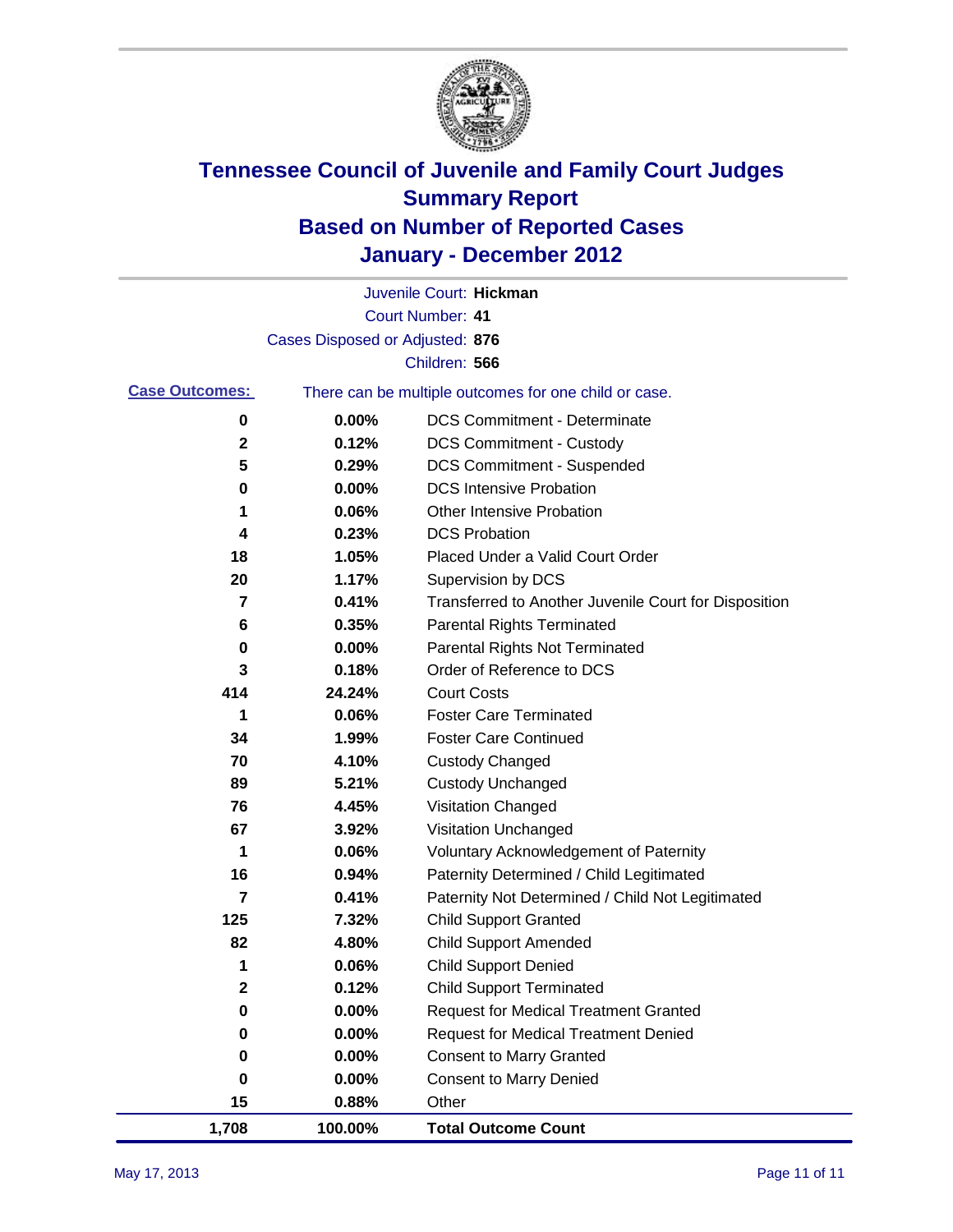# Tennessee Council of Juvenile and Family Court Judges
## Summary Report
## Based on Number of Reported Cases
## January - December 2012

Juvenile Court: **Hickman**

Court Number: **41**

Cases Disposed or Adjusted: **876**

Children: **566**

**Case Outcomes:** There can be multiple outcomes for one child or case.

| | | |
|---|---|---|
| 0 | 0.00% | DCS Commitment - Determinate |
| 2 | 0.12% | DCS Commitment - Custody |
| 5 | 0.29% | DCS Commitment - Suspended |
| 0 | 0.00% | DCS Intensive Probation |
| 1 | 0.06% | Other Intensive Probation |
| 4 | 0.23% | DCS Probation |
| 18 | 1.05% | Placed Under a Valid Court Order |
| 20 | 1.17% | Supervision by DCS |
| 7 | 0.41% | Transferred to Another Juvenile Court for Disposition |
| 6 | 0.35% | Parental Rights Terminated |
| 0 | 0.00% | Parental Rights Not Terminated |
| 3 | 0.18% | Order of Reference to DCS |
| 414 | 24.24% | Court Costs |
| 1 | 0.06% | Foster Care Terminated |
| 34 | 1.99% | Foster Care Continued |
| 70 | 4.10% | Custody Changed |
| 89 | 5.21% | Custody Unchanged |
| 76 | 4.45% | Visitation Changed |
| 67 | 3.92% | Visitation Unchanged |
| 1 | 0.06% | Voluntary Acknowledgement of Paternity |
| 16 | 0.94% | Paternity Determined / Child Legitimated |
| 7 | 0.41% | Paternity Not Determined / Child Not Legitimated |
| 125 | 7.32% | Child Support Granted |
| 82 | 4.80% | Child Support Amended |
| 1 | 0.06% | Child Support Denied |
| 2 | 0.12% | Child Support Terminated |
| 0 | 0.00% | Request for Medical Treatment Granted |
| 0 | 0.00% | Request for Medical Treatment Denied |
| 0 | 0.00% | Consent to Marry Granted |
| 0 | 0.00% | Consent to Marry Denied |
| 15 | 0.88% | Other |
| **1,708** | **100.00%** | **Total Outcome Count** |